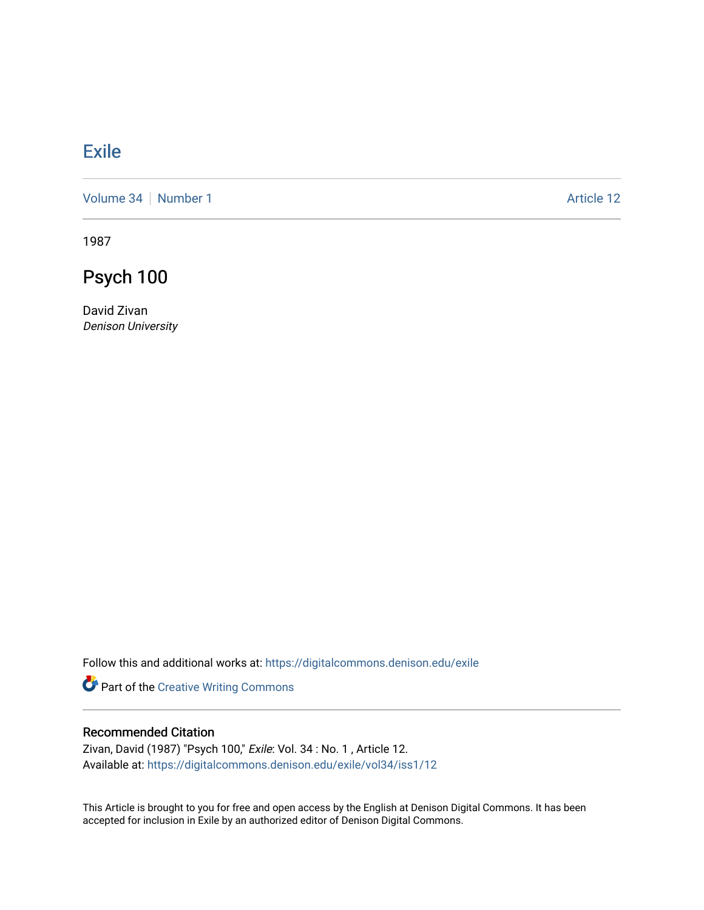# Exile

Volume 34 | Number 1 — Article 12

1987

## Psych 100

David Zivan
*Denison University*

Follow this and additional works at: https://digitalcommons.denison.edu/exile

Part of the Creative Writing Commons

### Recommended Citation

Zivan, David (1987) "Psych 100," *Exile*: Vol. 34 : No. 1 , Article 12.
Available at: https://digitalcommons.denison.edu/exile/vol34/iss1/12

This Article is brought to you for free and open access by the English at Denison Digital Commons. It has been accepted for inclusion in Exile by an authorized editor of Denison Digital Commons.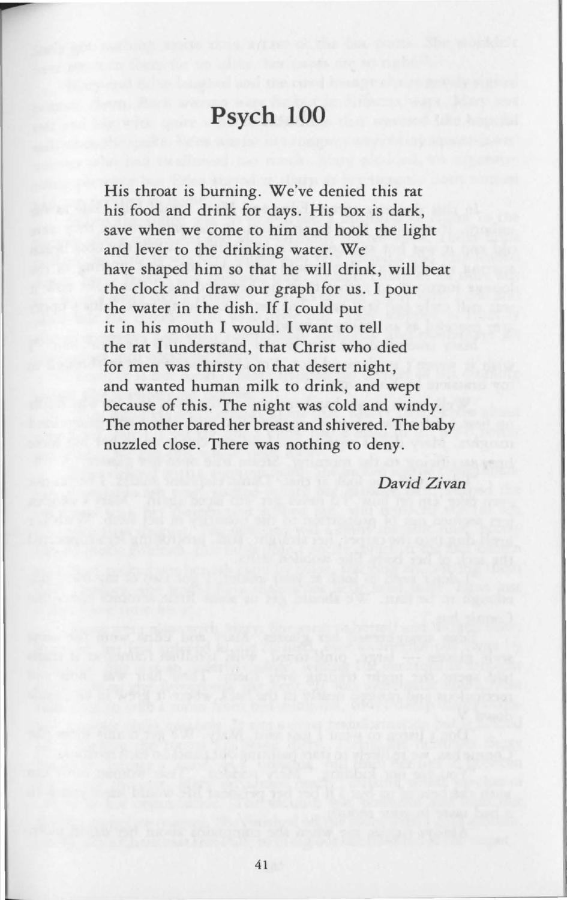# Psych 100

His throat is burning. We've denied this rat  
his food and drink for days. His box is dark,  
save when we come to him and hook the light  
and lever to the drinking water. We  
have shaped him so that he will drink, will beat  
the clock and draw our graph for us. I pour  
the water in the dish. If I could put  
it in his mouth I would. I want to tell  
the rat I understand, that Christ who died  
for men was thirsty on that desert night,  
and wanted human milk to drink, and wept  
because of this. The night was cold and windy.  
The mother bared her breast and shivered. The baby  
nuzzled close. There was nothing to deny.

*David Zivan*